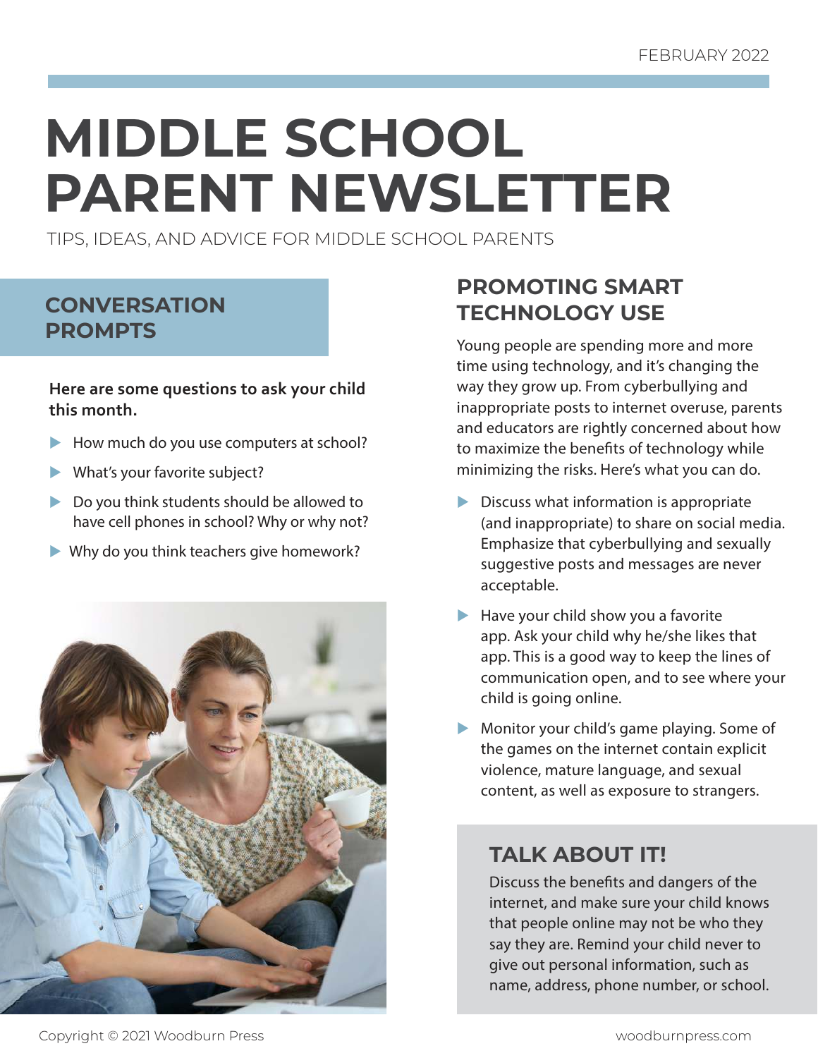FEBRUARY 2022

# MIDDLE SCHOOL PARENT NEWSLETTER

TIPS, IDEAS, AND ADVICE FOR MIDDLE SCHOOL PARENTS

## CONVERSATION PROMPTS

**Here are some questions to ask your child this month.**

- How much do you use computers at school?
- What's your favorite subject?
- Do you think students should be allowed to have cell phones in school? Why or why not?
- Why do you think teachers give homework?

## PROMOTING SMART TECHNOLOGY USE

Young people are spending more and more time using technology, and it's changing the way they grow up. From cyberbullying and inappropriate posts to internet overuse, parents and educators are rightly concerned about how to maximize the benefits of technology while minimizing the risks. Here's what you can do.

- Discuss what information is appropriate (and inappropriate) to share on social media. Emphasize that cyberbullying and sexually suggestive posts and messages are never acceptable.
- Have your child show you a favorite app. Ask your child why he/she likes that app. This is a good way to keep the lines of communication open, and to see where your child is going online.
- Monitor your child's game playing. Some of the games on the internet contain explicit violence, mature language, and sexual content, as well as exposure to strangers.

### TALK ABOUT IT!

Discuss the benefits and dangers of the internet, and make sure your child knows that people online may not be who they say they are. Remind your child never to give out personal information, such as name, address, phone number, or school.

Copyright © 2021 Woodburn Press

woodburnpress.com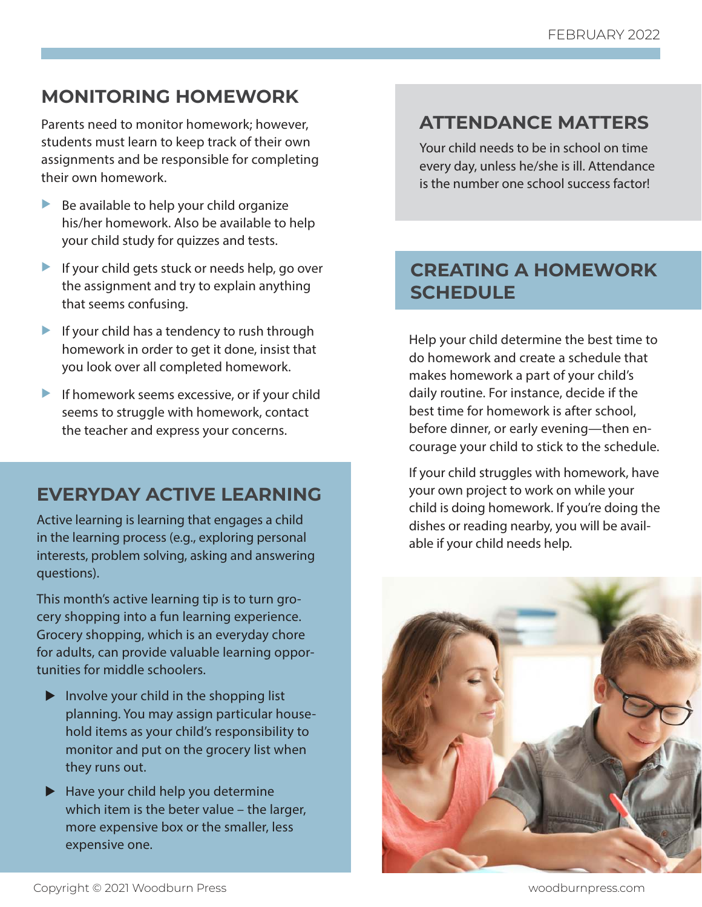## MONITORING HOMEWORK

Parents need to monitor homework; however, students must learn to keep track of their own assignments and be responsible for completing their own homework.

- Be available to help your child organize his/her homework. Also be available to help your child study for quizzes and tests.
- If your child gets stuck or needs help, go over the assignment and try to explain anything that seems confusing.
- If your child has a tendency to rush through homework in order to get it done, insist that you look over all completed homework.
- If homework seems excessive, or if your child seems to struggle with homework, contact the teacher and express your concerns.

## EVERYDAY ACTIVE LEARNING

Active learning is learning that engages a child in the learning process (e.g., exploring personal interests, problem solving, asking and answering questions).

This month's active learning tip is to turn grocery shopping into a fun learning experience. Grocery shopping, which is an everyday chore for adults, can provide valuable learning opportunities for middle schoolers.

- Involve your child in the shopping list planning. You may assign particular household items as your child's responsibility to monitor and put on the grocery list when they runs out.
- Have your child help you determine which item is the beter value – the larger, more expensive box or the smaller, less expensive one.

## ATTENDANCE MATTERS

Your child needs to be in school on time every day, unless he/she is ill. Attendance is the number one school success factor!

## CREATING A HOMEWORK SCHEDULE

Help your child determine the best time to do homework and create a schedule that makes homework a part of your child's daily routine. For instance, decide if the best time for homework is after school, before dinner, or early evening—then encourage your child to stick to the schedule.

If your child struggles with homework, have your own project to work on while your child is doing homework. If you're doing the dishes or reading nearby, you will be available if your child needs help.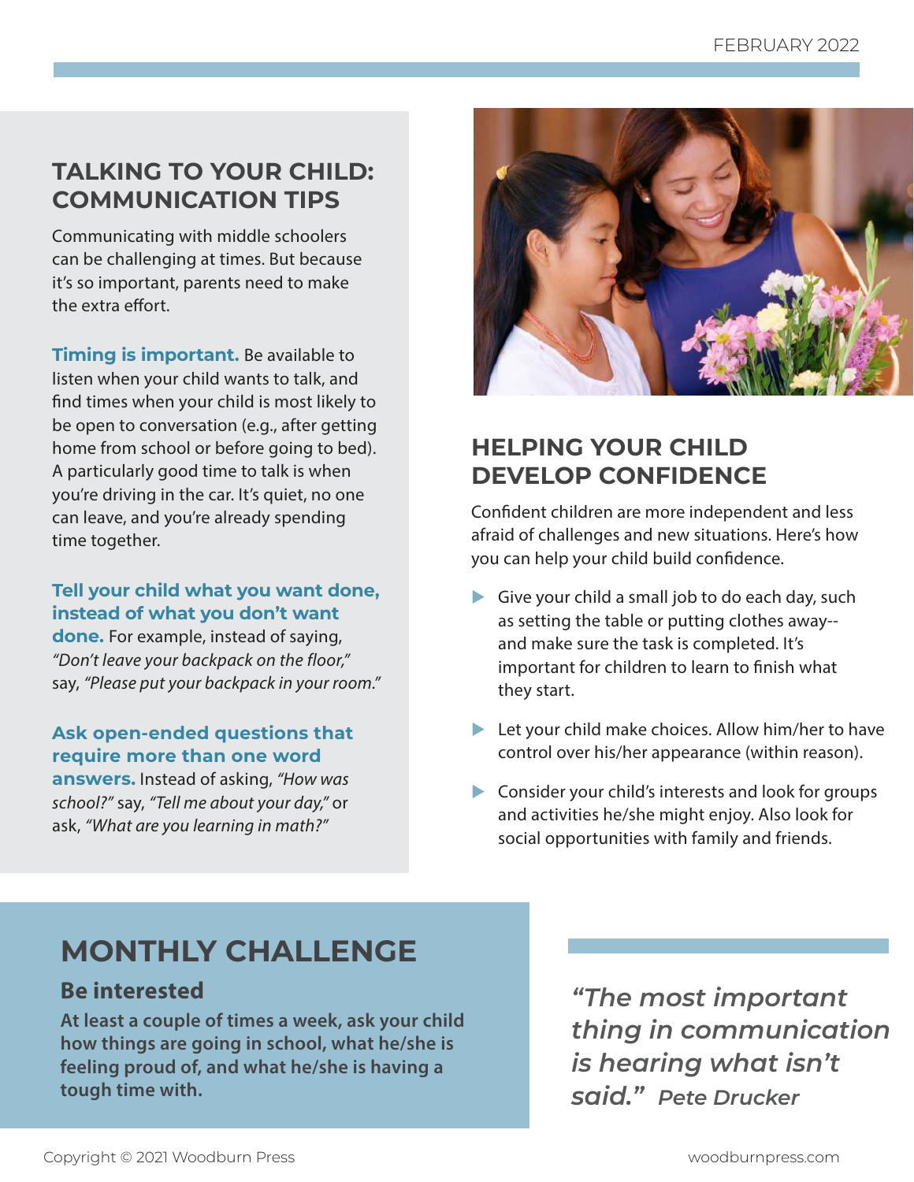## TALKING TO YOUR CHILD: COMMUNICATION TIPS

Communicating with middle schoolers can be challenging at times. But because it's so important, parents need to make the extra effort.

**Timing is important.** Be available to listen when your child wants to talk, and find times when your child is most likely to be open to conversation (e.g., after getting home from school or before going to bed). A particularly good time to talk is when you're driving in the car. It's quiet, no one can leave, and you're already spending time together.

**Tell your child what you want done, instead of what you don't want done.** For example, instead of saying, *"Don't leave your backpack on the floor,"* say, *"Please put your backpack in your room."*

**Ask open-ended questions that require more than one word answers.** Instead of asking, *"How was school?"* say, *"Tell me about your day,"* or ask, *"What are you learning in math?"*

## HELPING YOUR CHILD DEVELOP CONFIDENCE

Confident children are more independent and less afraid of challenges and new situations. Here's how you can help your child build confidence.

- Give your child a small job to do each day, such as setting the table or putting clothes away--and make sure the task is completed. It's important for children to learn to finish what they start.
- Let your child make choices. Allow him/her to have control over his/her appearance (within reason).
- Consider your child's interests and look for groups and activities he/she might enjoy. Also look for social opportunities with family and friends.

## MONTHLY CHALLENGE

### Be interested

**At least a couple of times a week, ask your child how things are going in school, what he/she is feeling proud of, and what he/she is having a tough time with.**

*"The most important thing in communication is hearing what isn't said."* *Pete Drucker*

Copyright © 2021 Woodburn Press

woodburnpress.com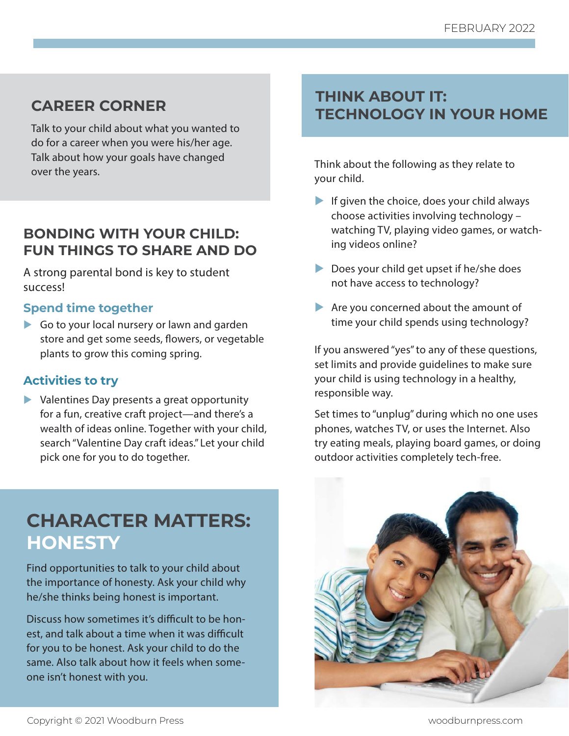## CAREER CORNER

Talk to your child about what you wanted to do for a career when you were his/her age. Talk about how your goals have changed over the years.

## BONDING WITH YOUR CHILD: FUN THINGS TO SHARE AND DO

A strong parental bond is key to student success!

### Spend time together

- Go to your local nursery or lawn and garden store and get some seeds, flowers, or vegetable plants to grow this coming spring.

### Activities to try

- Valentines Day presents a great opportunity for a fun, creative craft project—and there's a wealth of ideas online. Together with your child, search "Valentine Day craft ideas." Let your child pick one for you to do together.

## CHARACTER MATTERS: HONESTY

Find opportunities to talk to your child about the importance of honesty. Ask your child why he/she thinks being honest is important.

Discuss how sometimes it's difficult to be honest, and talk about a time when it was difficult for you to be honest. Ask your child to do the same. Also talk about how it feels when someone isn't honest with you.

## THINK ABOUT IT: TECHNOLOGY IN YOUR HOME

Think about the following as they relate to your child.

- If given the choice, does your child always choose activities involving technology – watching TV, playing video games, or watching videos online?
- Does your child get upset if he/she does not have access to technology?
- Are you concerned about the amount of time your child spends using technology?

If you answered "yes" to any of these questions, set limits and provide guidelines to make sure your child is using technology in a healthy, responsible way.

Set times to "unplug" during which no one uses phones, watches TV, or uses the Internet. Also try eating meals, playing board games, or doing outdoor activities completely tech-free.